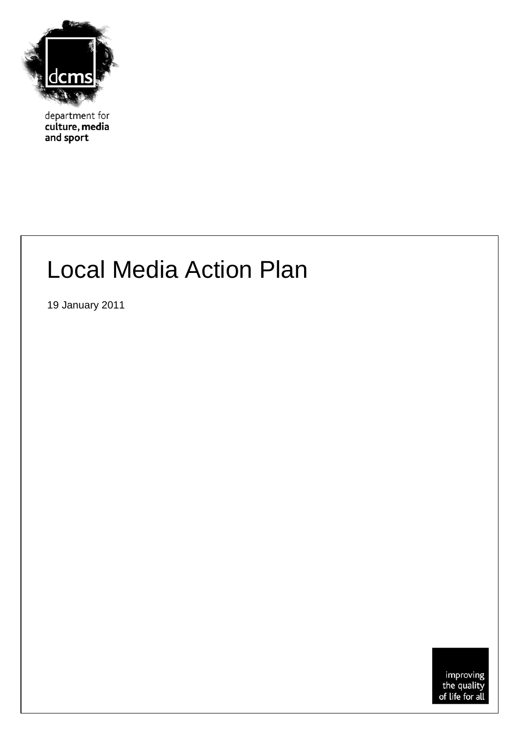dcms

department for
**culture, media**
**and sport**

# Local Media Action Plan

19 January 2011

improving
the quality
of life for all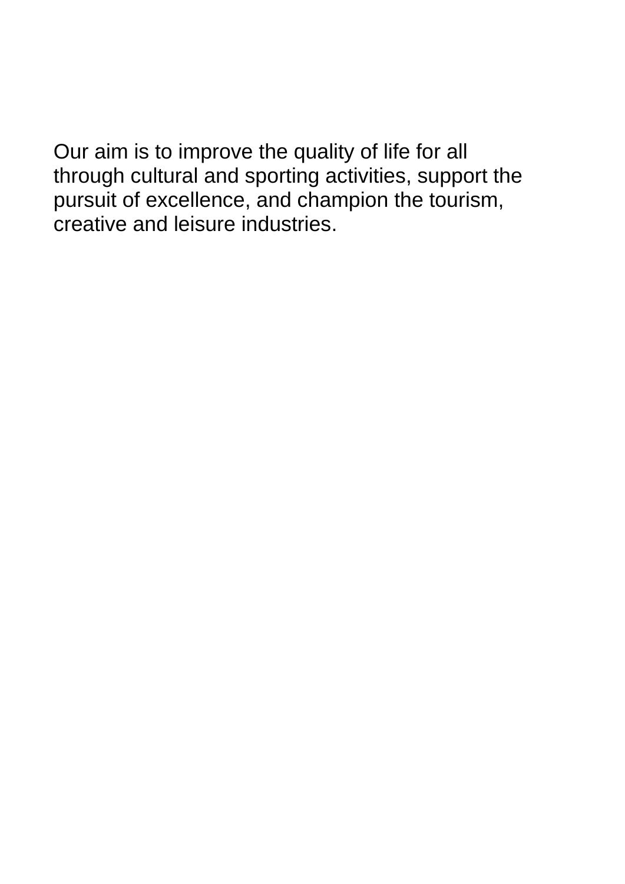Our aim is to improve the quality of life for all through cultural and sporting activities, support the pursuit of excellence, and champion the tourism, creative and leisure industries.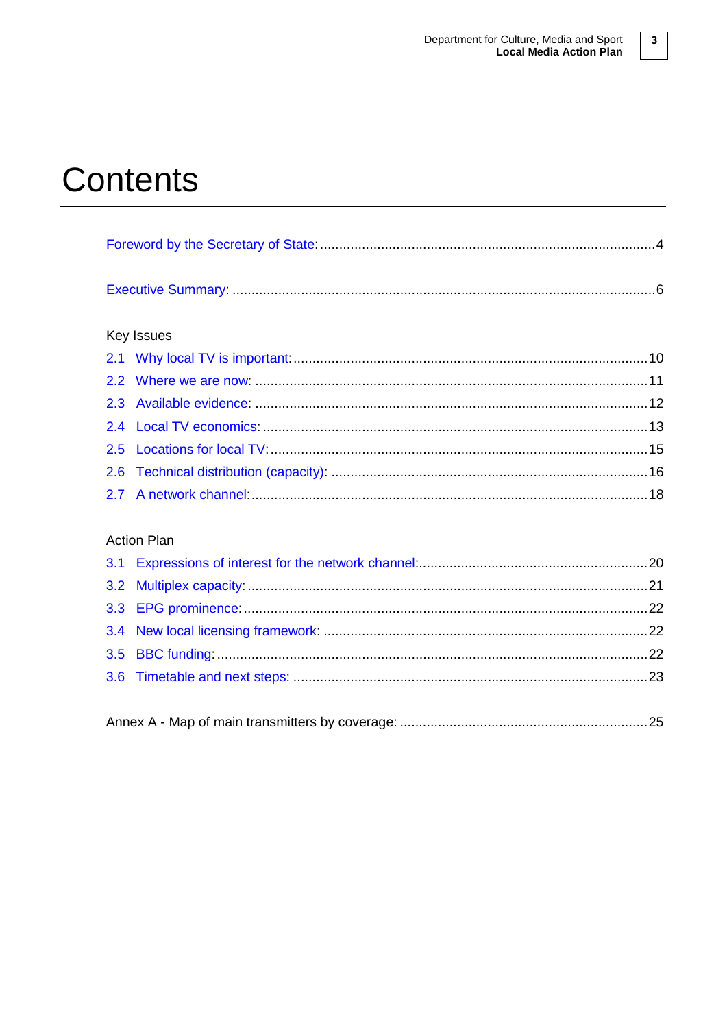# Contents

Foreword by the Secretary of State: ........ 4

Executive Summary: ........ 6

Key Issues

2.1 Why local TV is important: ........ 10

2.2 Where we are now: ........ 11

2.3 Available evidence: ........ 12

2.4 Local TV economics: ........ 13

2.5 Locations for local TV: ........ 15

2.6 Technical distribution (capacity): ........ 16

2.7 A network channel: ........ 18

Action Plan

3.1 Expressions of interest for the network channel: ........ 20

3.2 Multiplex capacity: ........ 21

3.3 EPG prominence: ........ 22

3.4 New local licensing framework: ........ 22

3.5 BBC funding: ........ 22

3.6 Timetable and next steps: ........ 23

Annex A - Map of main transmitters by coverage: ........ 25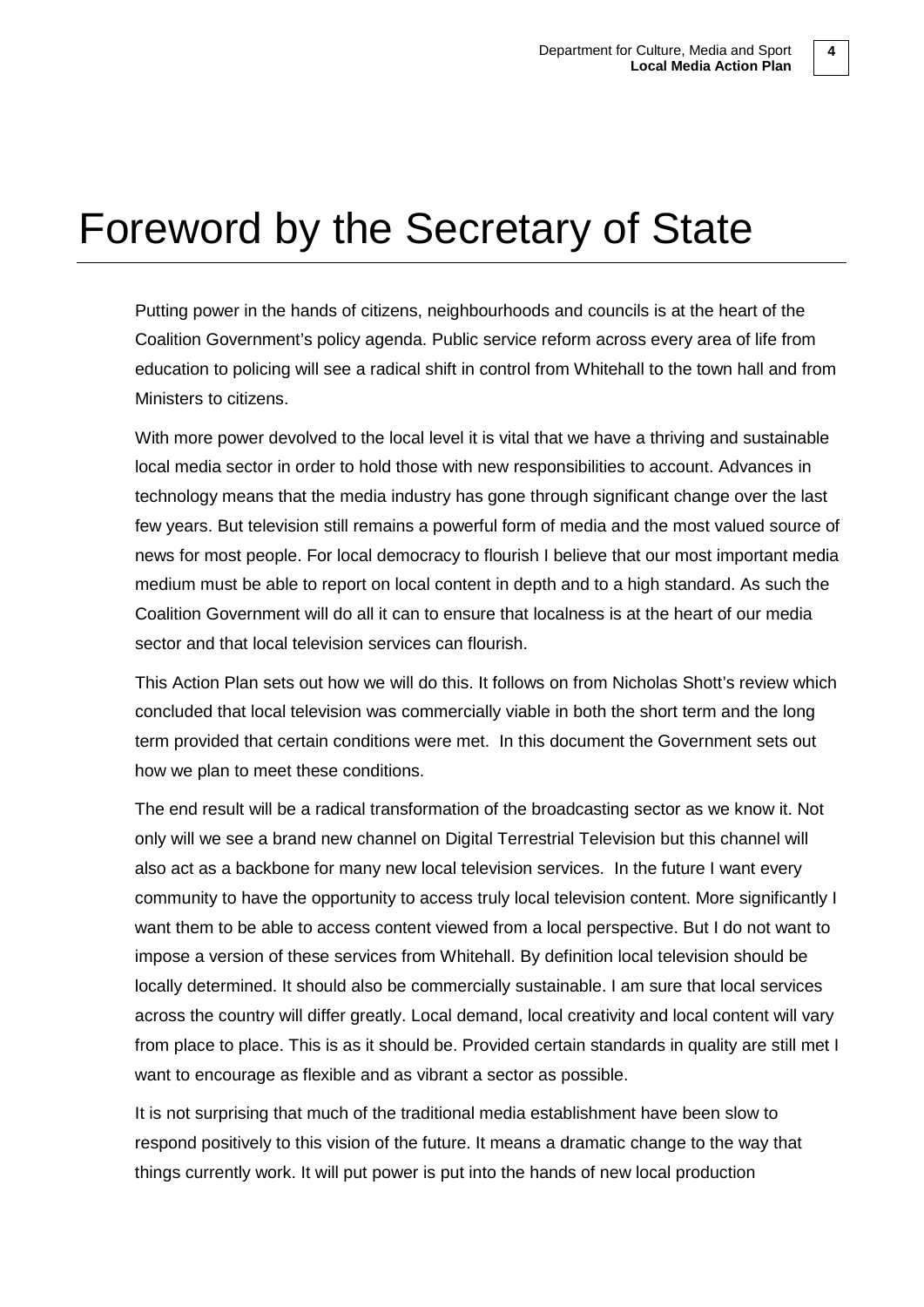# Foreword by the Secretary of State

Putting power in the hands of citizens, neighbourhoods and councils is at the heart of the Coalition Government's policy agenda. Public service reform across every area of life from education to policing will see a radical shift in control from Whitehall to the town hall and from Ministers to citizens.

With more power devolved to the local level it is vital that we have a thriving and sustainable local media sector in order to hold those with new responsibilities to account. Advances in technology means that the media industry has gone through significant change over the last few years. But television still remains a powerful form of media and the most valued source of news for most people. For local democracy to flourish I believe that our most important media medium must be able to report on local content in depth and to a high standard. As such the Coalition Government will do all it can to ensure that localness is at the heart of our media sector and that local television services can flourish.

This Action Plan sets out how we will do this. It follows on from Nicholas Shott's review which concluded that local television was commercially viable in both the short term and the long term provided that certain conditions were met. In this document the Government sets out how we plan to meet these conditions.

The end result will be a radical transformation of the broadcasting sector as we know it. Not only will we see a brand new channel on Digital Terrestrial Television but this channel will also act as a backbone for many new local television services. In the future I want every community to have the opportunity to access truly local television content. More significantly I want them to be able to access content viewed from a local perspective. But I do not want to impose a version of these services from Whitehall. By definition local television should be locally determined. It should also be commercially sustainable. I am sure that local services across the country will differ greatly. Local demand, local creativity and local content will vary from place to place. This is as it should be. Provided certain standards in quality are still met I want to encourage as flexible and as vibrant a sector as possible.

It is not surprising that much of the traditional media establishment have been slow to respond positively to this vision of the future. It means a dramatic change to the way that things currently work. It will put power is put into the hands of new local production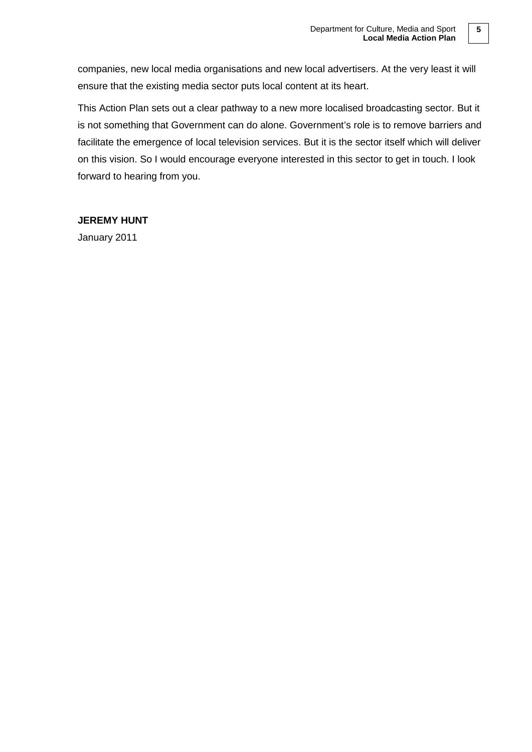companies, new local media organisations and new local advertisers. At the very least it will ensure that the existing media sector puts local content at its heart.

This Action Plan sets out a clear pathway to a new more localised broadcasting sector. But it is not something that Government can do alone. Government's role is to remove barriers and facilitate the emergence of local television services. But it is the sector itself which will deliver on this vision. So I would encourage everyone interested in this sector to get in touch. I look forward to hearing from you.

**JEREMY HUNT**

January 2011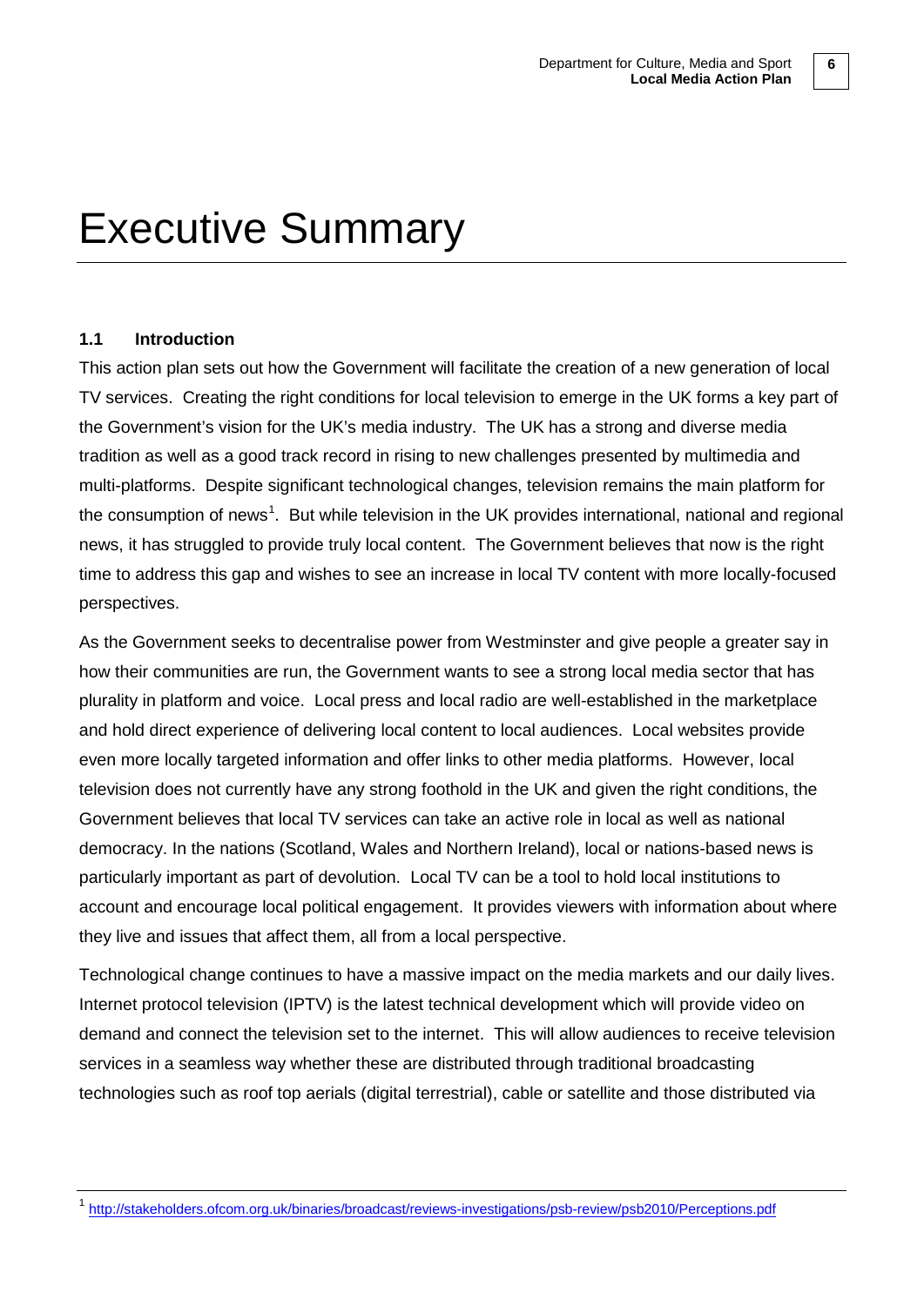# Executive Summary

### 1.1 Introduction

This action plan sets out how the Government will facilitate the creation of a new generation of local TV services. Creating the right conditions for local television to emerge in the UK forms a key part of the Government's vision for the UK's media industry. The UK has a strong and diverse media tradition as well as a good track record in rising to new challenges presented by multimedia and multi-platforms. Despite significant technological changes, television remains the main platform for the consumption of news[1]. But while television in the UK provides international, national and regional news, it has struggled to provide truly local content. The Government believes that now is the right time to address this gap and wishes to see an increase in local TV content with more locally-focused perspectives.

As the Government seeks to decentralise power from Westminster and give people a greater say in how their communities are run, the Government wants to see a strong local media sector that has plurality in platform and voice. Local press and local radio are well-established in the marketplace and hold direct experience of delivering local content to local audiences. Local websites provide even more locally targeted information and offer links to other media platforms. However, local television does not currently have any strong foothold in the UK and given the right conditions, the Government believes that local TV services can take an active role in local as well as national democracy. In the nations (Scotland, Wales and Northern Ireland), local or nations-based news is particularly important as part of devolution. Local TV can be a tool to hold local institutions to account and encourage local political engagement. It provides viewers with information about where they live and issues that affect them, all from a local perspective.

Technological change continues to have a massive impact on the media markets and our daily lives. Internet protocol television (IPTV) is the latest technical development which will provide video on demand and connect the television set to the internet. This will allow audiences to receive television services in a seamless way whether these are distributed through traditional broadcasting technologies such as roof top aerials (digital terrestrial), cable or satellite and those distributed via

---

[1] http://stakeholders.ofcom.org.uk/binaries/broadcast/reviews-investigations/psb-review/psb2010/Perceptions.pdf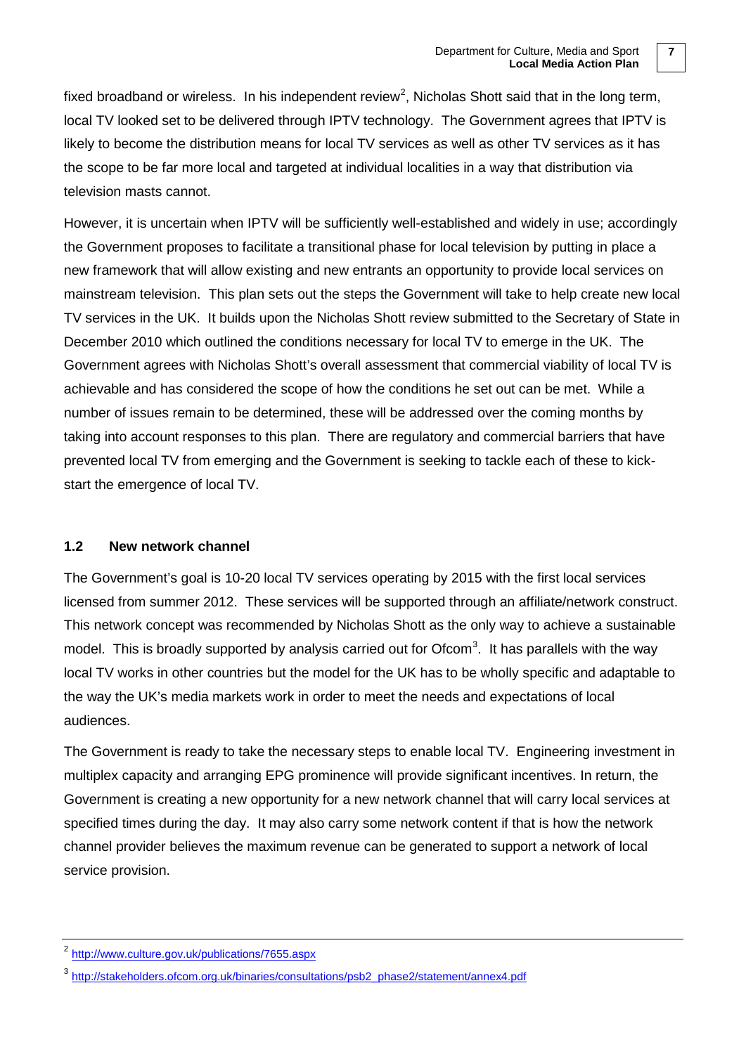fixed broadband or wireless. In his independent review[2], Nicholas Shott said that in the long term, local TV looked set to be delivered through IPTV technology. The Government agrees that IPTV is likely to become the distribution means for local TV services as well as other TV services as it has the scope to be far more local and targeted at individual localities in a way that distribution via television masts cannot.

However, it is uncertain when IPTV will be sufficiently well-established and widely in use; accordingly the Government proposes to facilitate a transitional phase for local television by putting in place a new framework that will allow existing and new entrants an opportunity to provide local services on mainstream television. This plan sets out the steps the Government will take to help create new local TV services in the UK. It builds upon the Nicholas Shott review submitted to the Secretary of State in December 2010 which outlined the conditions necessary for local TV to emerge in the UK. The Government agrees with Nicholas Shott's overall assessment that commercial viability of local TV is achievable and has considered the scope of how the conditions he set out can be met. While a number of issues remain to be determined, these will be addressed over the coming months by taking into account responses to this plan. There are regulatory and commercial barriers that have prevented local TV from emerging and the Government is seeking to tackle each of these to kick-start the emergence of local TV.

### 1.2 New network channel

The Government's goal is 10-20 local TV services operating by 2015 with the first local services licensed from summer 2012. These services will be supported through an affiliate/network construct. This network concept was recommended by Nicholas Shott as the only way to achieve a sustainable model. This is broadly supported by analysis carried out for Ofcom[3]. It has parallels with the way local TV works in other countries but the model for the UK has to be wholly specific and adaptable to the way the UK's media markets work in order to meet the needs and expectations of local audiences.

The Government is ready to take the necessary steps to enable local TV. Engineering investment in multiplex capacity and arranging EPG prominence will provide significant incentives. In return, the Government is creating a new opportunity for a new network channel that will carry local services at specified times during the day. It may also carry some network content if that is how the network channel provider believes the maximum revenue can be generated to support a network of local service provision.

---

[2] http://www.culture.gov.uk/publications/7655.aspx

[3] http://stakeholders.ofcom.org.uk/binaries/consultations/psb2_phase2/statement/annex4.pdf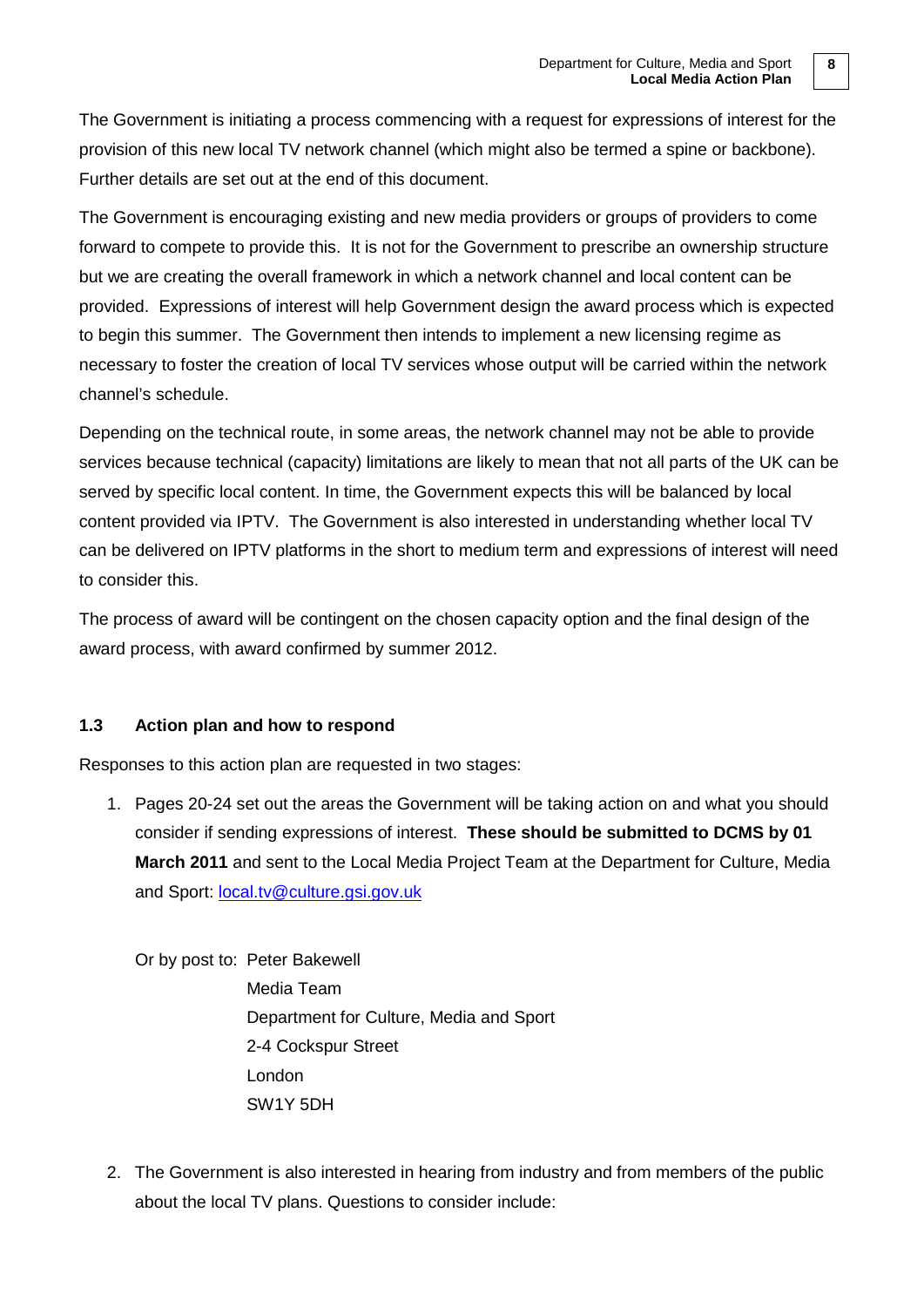The Government is initiating a process commencing with a request for expressions of interest for the provision of this new local TV network channel (which might also be termed a spine or backbone). Further details are set out at the end of this document.

The Government is encouraging existing and new media providers or groups of providers to come forward to compete to provide this. It is not for the Government to prescribe an ownership structure but we are creating the overall framework in which a network channel and local content can be provided. Expressions of interest will help Government design the award process which is expected to begin this summer. The Government then intends to implement a new licensing regime as necessary to foster the creation of local TV services whose output will be carried within the network channel's schedule.

Depending on the technical route, in some areas, the network channel may not be able to provide services because technical (capacity) limitations are likely to mean that not all parts of the UK can be served by specific local content. In time, the Government expects this will be balanced by local content provided via IPTV. The Government is also interested in understanding whether local TV can be delivered on IPTV platforms in the short to medium term and expressions of interest will need to consider this.

The process of award will be contingent on the chosen capacity option and the final design of the award process, with award confirmed by summer 2012.

### 1.3 Action plan and how to respond

Responses to this action plan are requested in two stages:

1. Pages 20-24 set out the areas the Government will be taking action on and what you should consider if sending expressions of interest. **These should be submitted to DCMS by 01 March 2011** and sent to the Local Media Project Team at the Department for Culture, Media and Sport: local.tv@culture.gsi.gov.uk

   Or by post to: Peter Bakewell
   Media Team
   Department for Culture, Media and Sport
   2-4 Cockspur Street
   London
   SW1Y 5DH

2. The Government is also interested in hearing from industry and from members of the public about the local TV plans. Questions to consider include: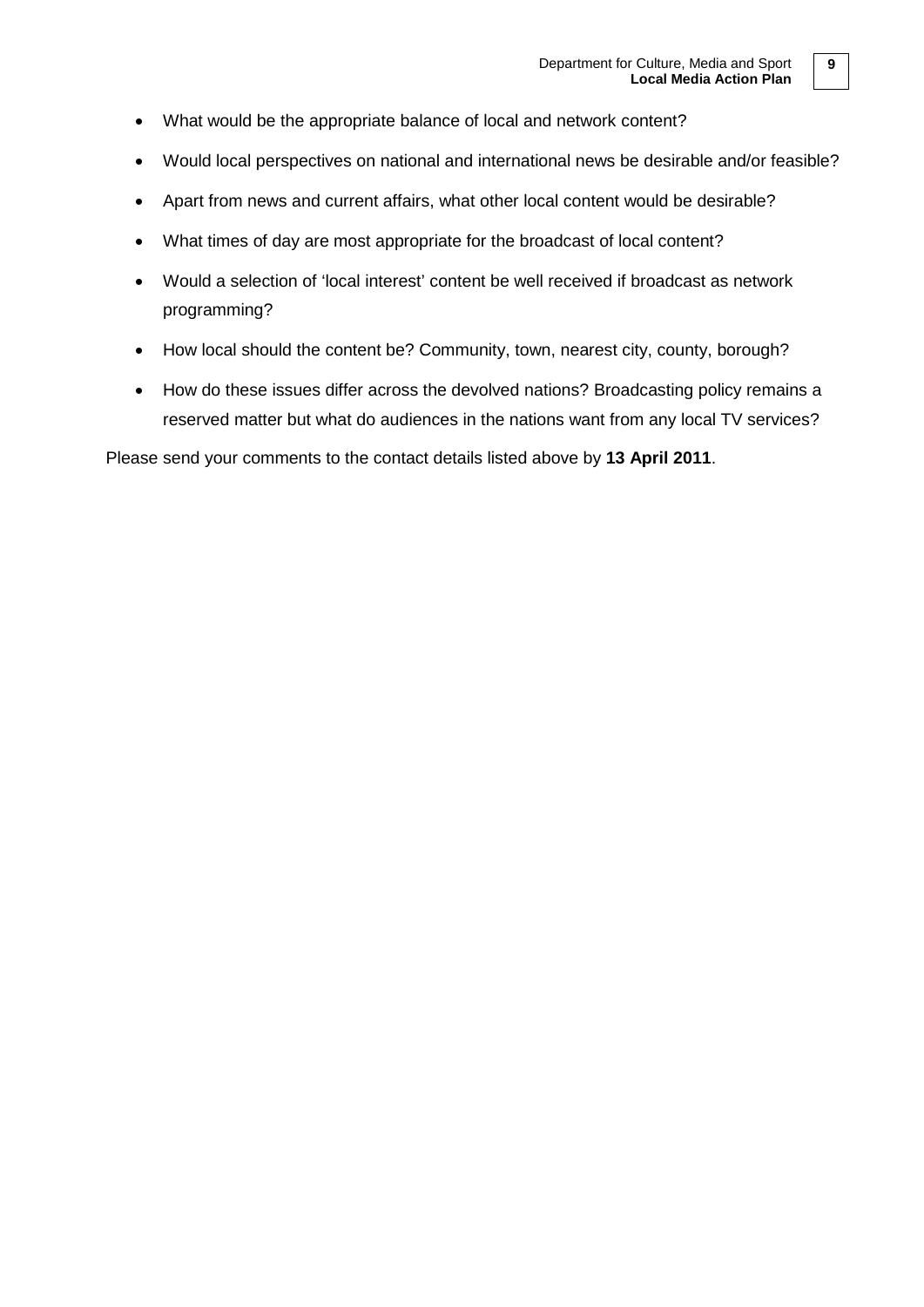- What would be the appropriate balance of local and network content?
- Would local perspectives on national and international news be desirable and/or feasible?
- Apart from news and current affairs, what other local content would be desirable?
- What times of day are most appropriate for the broadcast of local content?
- Would a selection of 'local interest' content be well received if broadcast as network programming?
- How local should the content be? Community, town, nearest city, county, borough?
- How do these issues differ across the devolved nations? Broadcasting policy remains a reserved matter but what do audiences in the nations want from any local TV services?

Please send your comments to the contact details listed above by **13 April 2011**.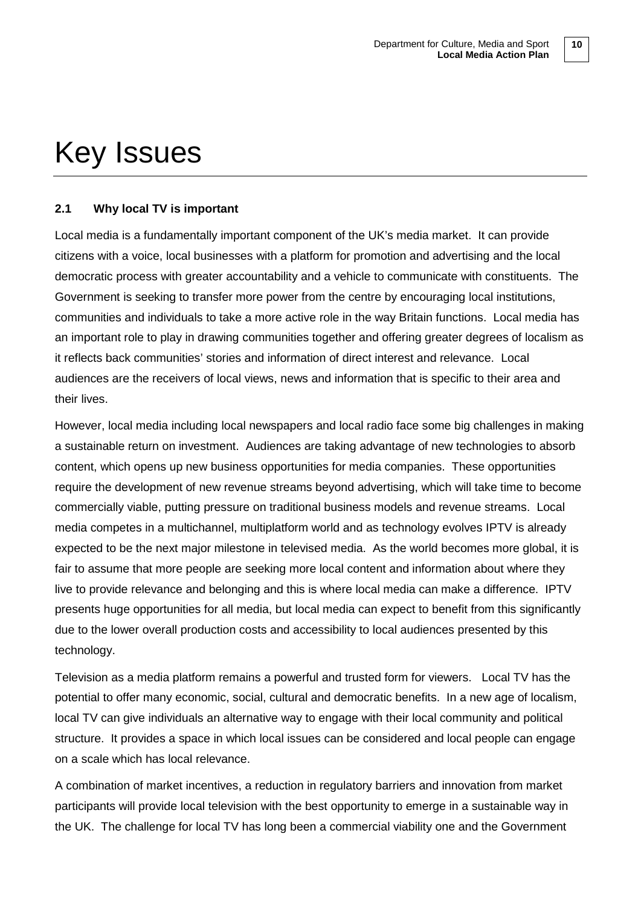# Key Issues

### 2.1 Why local TV is important

Local media is a fundamentally important component of the UK's media market. It can provide citizens with a voice, local businesses with a platform for promotion and advertising and the local democratic process with greater accountability and a vehicle to communicate with constituents. The Government is seeking to transfer more power from the centre by encouraging local institutions, communities and individuals to take a more active role in the way Britain functions. Local media has an important role to play in drawing communities together and offering greater degrees of localism as it reflects back communities' stories and information of direct interest and relevance. Local audiences are the receivers of local views, news and information that is specific to their area and their lives.

However, local media including local newspapers and local radio face some big challenges in making a sustainable return on investment. Audiences are taking advantage of new technologies to absorb content, which opens up new business opportunities for media companies. These opportunities require the development of new revenue streams beyond advertising, which will take time to become commercially viable, putting pressure on traditional business models and revenue streams. Local media competes in a multichannel, multiplatform world and as technology evolves IPTV is already expected to be the next major milestone in televised media. As the world becomes more global, it is fair to assume that more people are seeking more local content and information about where they live to provide relevance and belonging and this is where local media can make a difference. IPTV presents huge opportunities for all media, but local media can expect to benefit from this significantly due to the lower overall production costs and accessibility to local audiences presented by this technology.

Television as a media platform remains a powerful and trusted form for viewers. Local TV has the potential to offer many economic, social, cultural and democratic benefits. In a new age of localism, local TV can give individuals an alternative way to engage with their local community and political structure. It provides a space in which local issues can be considered and local people can engage on a scale which has local relevance.

A combination of market incentives, a reduction in regulatory barriers and innovation from market participants will provide local television with the best opportunity to emerge in a sustainable way in the UK. The challenge for local TV has long been a commercial viability one and the Government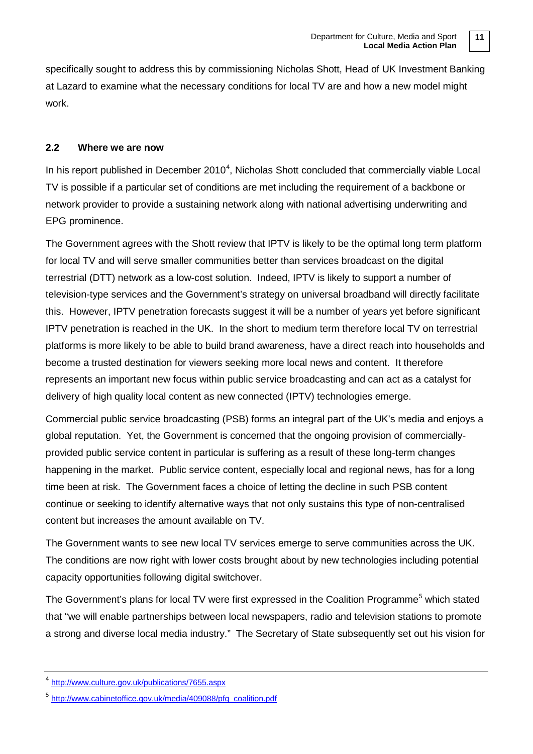specifically sought to address this by commissioning Nicholas Shott, Head of UK Investment Banking at Lazard to examine what the necessary conditions for local TV are and how a new model might work.

### 2.2 Where we are now

In his report published in December 2010[4], Nicholas Shott concluded that commercially viable Local TV is possible if a particular set of conditions are met including the requirement of a backbone or network provider to provide a sustaining network along with national advertising underwriting and EPG prominence.

The Government agrees with the Shott review that IPTV is likely to be the optimal long term platform for local TV and will serve smaller communities better than services broadcast on the digital terrestrial (DTT) network as a low-cost solution. Indeed, IPTV is likely to support a number of television-type services and the Government's strategy on universal broadband will directly facilitate this. However, IPTV penetration forecasts suggest it will be a number of years yet before significant IPTV penetration is reached in the UK. In the short to medium term therefore local TV on terrestrial platforms is more likely to be able to build brand awareness, have a direct reach into households and become a trusted destination for viewers seeking more local news and content. It therefore represents an important new focus within public service broadcasting and can act as a catalyst for delivery of high quality local content as new connected (IPTV) technologies emerge.

Commercial public service broadcasting (PSB) forms an integral part of the UK's media and enjoys a global reputation. Yet, the Government is concerned that the ongoing provision of commercially-provided public service content in particular is suffering as a result of these long-term changes happening in the market. Public service content, especially local and regional news, has for a long time been at risk. The Government faces a choice of letting the decline in such PSB content continue or seeking to identify alternative ways that not only sustains this type of non-centralised content but increases the amount available on TV.

The Government wants to see new local TV services emerge to serve communities across the UK. The conditions are now right with lower costs brought about by new technologies including potential capacity opportunities following digital switchover.

The Government's plans for local TV were first expressed in the Coalition Programme[5] which stated that "we will enable partnerships between local newspapers, radio and television stations to promote a strong and diverse local media industry." The Secretary of State subsequently set out his vision for

---

[4] http://www.culture.gov.uk/publications/7655.aspx

[5] http://www.cabinetoffice.gov.uk/media/409088/pfg_coalition.pdf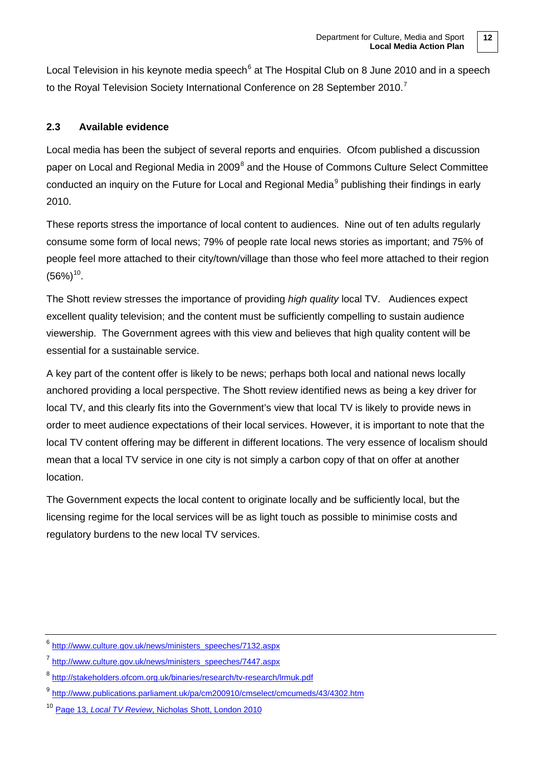Local Television in his keynote media speech[6] at The Hospital Club on 8 June 2010 and in a speech to the Royal Television Society International Conference on 28 September 2010.[7]

### 2.3 Available evidence

Local media has been the subject of several reports and enquiries. Ofcom published a discussion paper on Local and Regional Media in 2009[8] and the House of Commons Culture Select Committee conducted an inquiry on the Future for Local and Regional Media[9] publishing their findings in early 2010.

These reports stress the importance of local content to audiences. Nine out of ten adults regularly consume some form of local news; 79% of people rate local news stories as important; and 75% of people feel more attached to their city/town/village than those who feel more attached to their region (56%)[10].

The Shott review stresses the importance of providing *high quality* local TV. Audiences expect excellent quality television; and the content must be sufficiently compelling to sustain audience viewership. The Government agrees with this view and believes that high quality content will be essential for a sustainable service.

A key part of the content offer is likely to be news; perhaps both local and national news locally anchored providing a local perspective. The Shott review identified news as being a key driver for local TV, and this clearly fits into the Government's view that local TV is likely to provide news in order to meet audience expectations of their local services. However, it is important to note that the local TV content offering may be different in different locations. The very essence of localism should mean that a local TV service in one city is not simply a carbon copy of that on offer at another location.

The Government expects the local content to originate locally and be sufficiently local, but the licensing regime for the local services will be as light touch as possible to minimise costs and regulatory burdens to the new local TV services.

---

[6] http://www.culture.gov.uk/news/ministers_speeches/7132.aspx

[7] http://www.culture.gov.uk/news/ministers_speeches/7447.aspx

[8] http://stakeholders.ofcom.org.uk/binaries/research/tv-research/lrmuk.pdf

[9] http://www.publications.parliament.uk/pa/cm200910/cmselect/cmcumeds/43/4302.htm

[10] Page 13, *Local TV Review*, Nicholas Shott, London 2010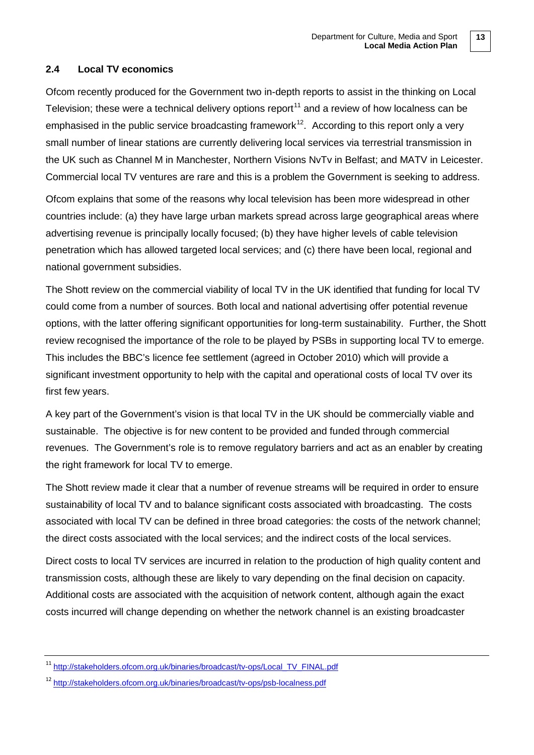## 2.4 Local TV economics

Ofcom recently produced for the Government two in-depth reports to assist in the thinking on Local Television; these were a technical delivery options report[11] and a review of how localness can be emphasised in the public service broadcasting framework[12]. According to this report only a very small number of linear stations are currently delivering local services via terrestrial transmission in the UK such as Channel M in Manchester, Northern Visions NvTv in Belfast; and MATV in Leicester. Commercial local TV ventures are rare and this is a problem the Government is seeking to address.

Ofcom explains that some of the reasons why local television has been more widespread in other countries include: (a) they have large urban markets spread across large geographical areas where advertising revenue is principally locally focused; (b) they have higher levels of cable television penetration which has allowed targeted local services; and (c) there have been local, regional and national government subsidies.

The Shott review on the commercial viability of local TV in the UK identified that funding for local TV could come from a number of sources. Both local and national advertising offer potential revenue options, with the latter offering significant opportunities for long-term sustainability. Further, the Shott review recognised the importance of the role to be played by PSBs in supporting local TV to emerge. This includes the BBC's licence fee settlement (agreed in October 2010) which will provide a significant investment opportunity to help with the capital and operational costs of local TV over its first few years.

A key part of the Government's vision is that local TV in the UK should be commercially viable and sustainable. The objective is for new content to be provided and funded through commercial revenues. The Government's role is to remove regulatory barriers and act as an enabler by creating the right framework for local TV to emerge.

The Shott review made it clear that a number of revenue streams will be required in order to ensure sustainability of local TV and to balance significant costs associated with broadcasting. The costs associated with local TV can be defined in three broad categories: the costs of the network channel; the direct costs associated with the local services; and the indirect costs of the local services.

Direct costs to local TV services are incurred in relation to the production of high quality content and transmission costs, although these are likely to vary depending on the final decision on capacity. Additional costs are associated with the acquisition of network content, although again the exact costs incurred will change depending on whether the network channel is an existing broadcaster

---

[11] http://stakeholders.ofcom.org.uk/binaries/broadcast/tv-ops/Local_TV_FINAL.pdf

[12] http://stakeholders.ofcom.org.uk/binaries/broadcast/tv-ops/psb-localness.pdf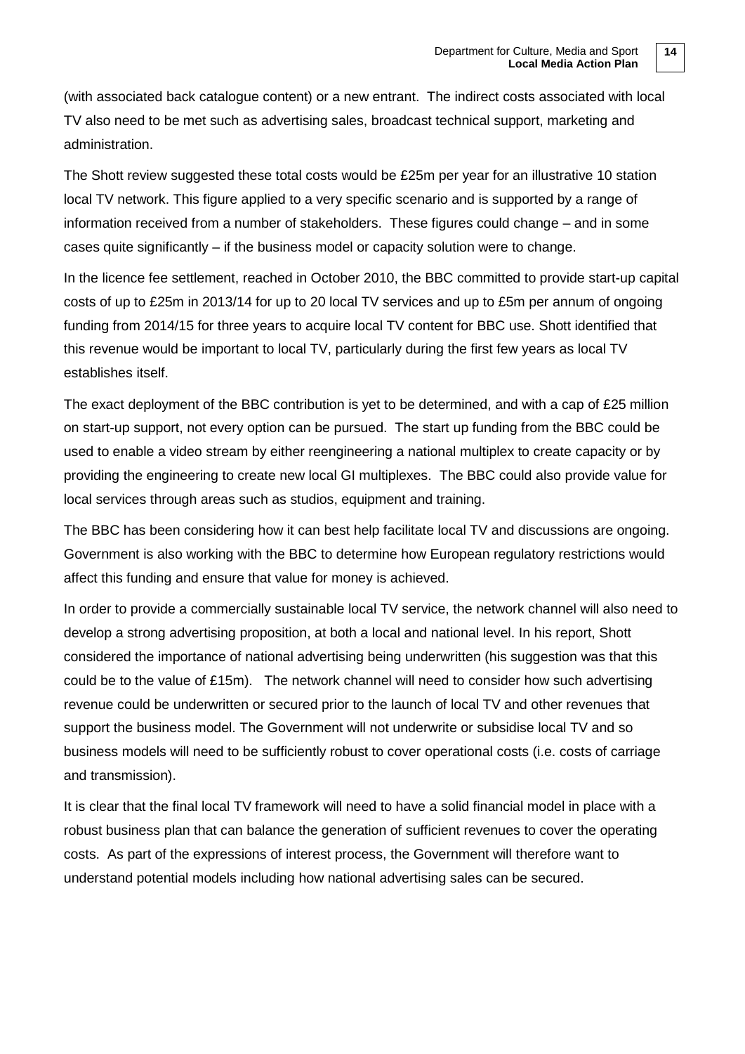(with associated back catalogue content) or a new entrant. The indirect costs associated with local TV also need to be met such as advertising sales, broadcast technical support, marketing and administration.

The Shott review suggested these total costs would be £25m per year for an illustrative 10 station local TV network. This figure applied to a very specific scenario and is supported by a range of information received from a number of stakeholders. These figures could change – and in some cases quite significantly – if the business model or capacity solution were to change.

In the licence fee settlement, reached in October 2010, the BBC committed to provide start-up capital costs of up to £25m in 2013/14 for up to 20 local TV services and up to £5m per annum of ongoing funding from 2014/15 for three years to acquire local TV content for BBC use. Shott identified that this revenue would be important to local TV, particularly during the first few years as local TV establishes itself.

The exact deployment of the BBC contribution is yet to be determined, and with a cap of £25 million on start-up support, not every option can be pursued. The start up funding from the BBC could be used to enable a video stream by either reengineering a national multiplex to create capacity or by providing the engineering to create new local GI multiplexes. The BBC could also provide value for local services through areas such as studios, equipment and training.

The BBC has been considering how it can best help facilitate local TV and discussions are ongoing. Government is also working with the BBC to determine how European regulatory restrictions would affect this funding and ensure that value for money is achieved.

In order to provide a commercially sustainable local TV service, the network channel will also need to develop a strong advertising proposition, at both a local and national level. In his report, Shott considered the importance of national advertising being underwritten (his suggestion was that this could be to the value of £15m). The network channel will need to consider how such advertising revenue could be underwritten or secured prior to the launch of local TV and other revenues that support the business model. The Government will not underwrite or subsidise local TV and so business models will need to be sufficiently robust to cover operational costs (i.e. costs of carriage and transmission).

It is clear that the final local TV framework will need to have a solid financial model in place with a robust business plan that can balance the generation of sufficient revenues to cover the operating costs. As part of the expressions of interest process, the Government will therefore want to understand potential models including how national advertising sales can be secured.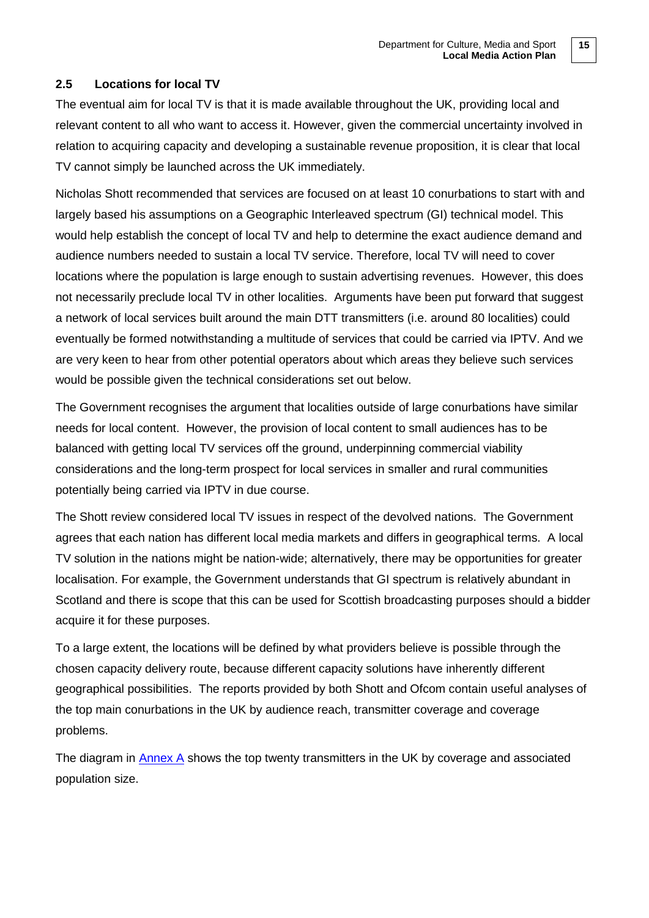## 2.5 Locations for local TV

The eventual aim for local TV is that it is made available throughout the UK, providing local and relevant content to all who want to access it. However, given the commercial uncertainty involved in relation to acquiring capacity and developing a sustainable revenue proposition, it is clear that local TV cannot simply be launched across the UK immediately.

Nicholas Shott recommended that services are focused on at least 10 conurbations to start with and largely based his assumptions on a Geographic Interleaved spectrum (GI) technical model. This would help establish the concept of local TV and help to determine the exact audience demand and audience numbers needed to sustain a local TV service. Therefore, local TV will need to cover locations where the population is large enough to sustain advertising revenues. However, this does not necessarily preclude local TV in other localities. Arguments have been put forward that suggest a network of local services built around the main DTT transmitters (i.e. around 80 localities) could eventually be formed notwithstanding a multitude of services that could be carried via IPTV. And we are very keen to hear from other potential operators about which areas they believe such services would be possible given the technical considerations set out below.

The Government recognises the argument that localities outside of large conurbations have similar needs for local content. However, the provision of local content to small audiences has to be balanced with getting local TV services off the ground, underpinning commercial viability considerations and the long-term prospect for local services in smaller and rural communities potentially being carried via IPTV in due course.

The Shott review considered local TV issues in respect of the devolved nations. The Government agrees that each nation has different local media markets and differs in geographical terms. A local TV solution in the nations might be nation-wide; alternatively, there may be opportunities for greater localisation. For example, the Government understands that GI spectrum is relatively abundant in Scotland and there is scope that this can be used for Scottish broadcasting purposes should a bidder acquire it for these purposes.

To a large extent, the locations will be defined by what providers believe is possible through the chosen capacity delivery route, because different capacity solutions have inherently different geographical possibilities. The reports provided by both Shott and Ofcom contain useful analyses of the top main conurbations in the UK by audience reach, transmitter coverage and coverage problems.

The diagram in Annex A shows the top twenty transmitters in the UK by coverage and associated population size.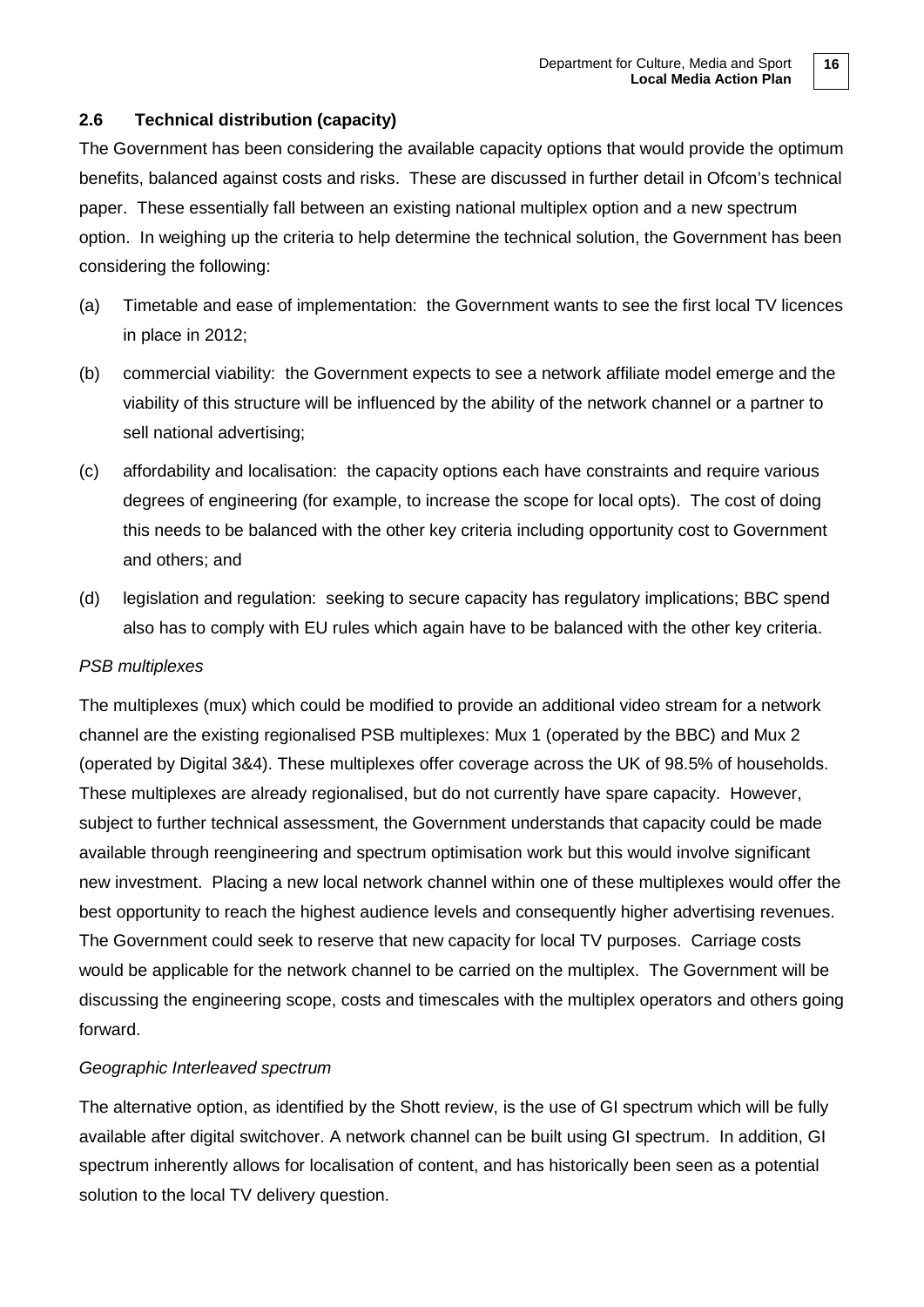## 2.6 Technical distribution (capacity)

The Government has been considering the available capacity options that would provide the optimum benefits, balanced against costs and risks. These are discussed in further detail in Ofcom's technical paper. These essentially fall between an existing national multiplex option and a new spectrum option. In weighing up the criteria to help determine the technical solution, the Government has been considering the following:

(a) Timetable and ease of implementation: the Government wants to see the first local TV licences in place in 2012;

(b) commercial viability: the Government expects to see a network affiliate model emerge and the viability of this structure will be influenced by the ability of the network channel or a partner to sell national advertising;

(c) affordability and localisation: the capacity options each have constraints and require various degrees of engineering (for example, to increase the scope for local opts). The cost of doing this needs to be balanced with the other key criteria including opportunity cost to Government and others; and

(d) legislation and regulation: seeking to secure capacity has regulatory implications; BBC spend also has to comply with EU rules which again have to be balanced with the other key criteria.

*PSB multiplexes*

The multiplexes (mux) which could be modified to provide an additional video stream for a network channel are the existing regionalised PSB multiplexes: Mux 1 (operated by the BBC) and Mux 2 (operated by Digital 3&4). These multiplexes offer coverage across the UK of 98.5% of households. These multiplexes are already regionalised, but do not currently have spare capacity. However, subject to further technical assessment, the Government understands that capacity could be made available through reengineering and spectrum optimisation work but this would involve significant new investment. Placing a new local network channel within one of these multiplexes would offer the best opportunity to reach the highest audience levels and consequently higher advertising revenues. The Government could seek to reserve that new capacity for local TV purposes. Carriage costs would be applicable for the network channel to be carried on the multiplex. The Government will be discussing the engineering scope, costs and timescales with the multiplex operators and others going forward.

*Geographic Interleaved spectrum*

The alternative option, as identified by the Shott review, is the use of GI spectrum which will be fully available after digital switchover. A network channel can be built using GI spectrum. In addition, GI spectrum inherently allows for localisation of content, and has historically been seen as a potential solution to the local TV delivery question.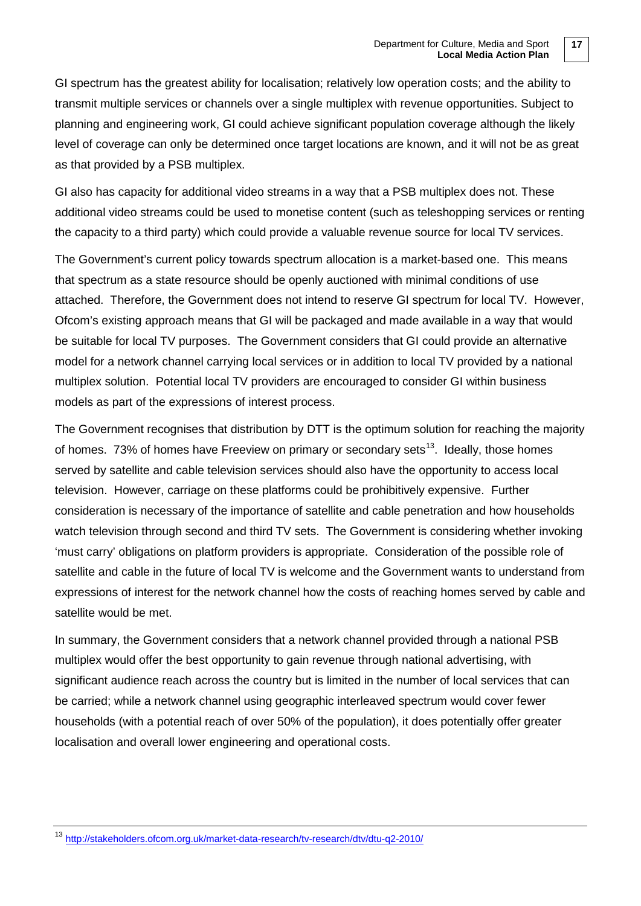GI spectrum has the greatest ability for localisation; relatively low operation costs; and the ability to transmit multiple services or channels over a single multiplex with revenue opportunities. Subject to planning and engineering work, GI could achieve significant population coverage although the likely level of coverage can only be determined once target locations are known, and it will not be as great as that provided by a PSB multiplex.

GI also has capacity for additional video streams in a way that a PSB multiplex does not. These additional video streams could be used to monetise content (such as teleshopping services or renting the capacity to a third party) which could provide a valuable revenue source for local TV services.

The Government's current policy towards spectrum allocation is a market-based one. This means that spectrum as a state resource should be openly auctioned with minimal conditions of use attached. Therefore, the Government does not intend to reserve GI spectrum for local TV. However, Ofcom's existing approach means that GI will be packaged and made available in a way that would be suitable for local TV purposes. The Government considers that GI could provide an alternative model for a network channel carrying local services or in addition to local TV provided by a national multiplex solution. Potential local TV providers are encouraged to consider GI within business models as part of the expressions of interest process.

The Government recognises that distribution by DTT is the optimum solution for reaching the majority of homes. 73% of homes have Freeview on primary or secondary sets[13]. Ideally, those homes served by satellite and cable television services should also have the opportunity to access local television. However, carriage on these platforms could be prohibitively expensive. Further consideration is necessary of the importance of satellite and cable penetration and how households watch television through second and third TV sets. The Government is considering whether invoking 'must carry' obligations on platform providers is appropriate. Consideration of the possible role of satellite and cable in the future of local TV is welcome and the Government wants to understand from expressions of interest for the network channel how the costs of reaching homes served by cable and satellite would be met.

In summary, the Government considers that a network channel provided through a national PSB multiplex would offer the best opportunity to gain revenue through national advertising, with significant audience reach across the country but is limited in the number of local services that can be carried; while a network channel using geographic interleaved spectrum would cover fewer households (with a potential reach of over 50% of the population), it does potentially offer greater localisation and overall lower engineering and operational costs.

[13] http://stakeholders.ofcom.org.uk/market-data-research/tv-research/dtv/dtu-q2-2010/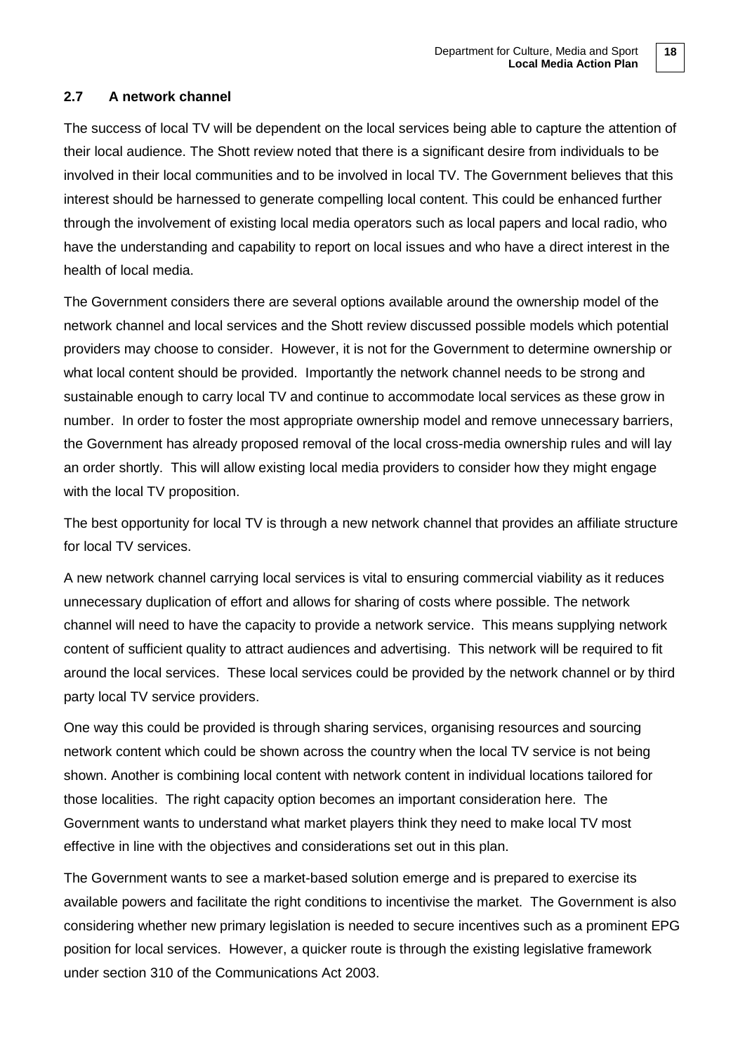### 2.7 A network channel

The success of local TV will be dependent on the local services being able to capture the attention of their local audience. The Shott review noted that there is a significant desire from individuals to be involved in their local communities and to be involved in local TV. The Government believes that this interest should be harnessed to generate compelling local content. This could be enhanced further through the involvement of existing local media operators such as local papers and local radio, who have the understanding and capability to report on local issues and who have a direct interest in the health of local media.

The Government considers there are several options available around the ownership model of the network channel and local services and the Shott review discussed possible models which potential providers may choose to consider. However, it is not for the Government to determine ownership or what local content should be provided. Importantly the network channel needs to be strong and sustainable enough to carry local TV and continue to accommodate local services as these grow in number. In order to foster the most appropriate ownership model and remove unnecessary barriers, the Government has already proposed removal of the local cross-media ownership rules and will lay an order shortly. This will allow existing local media providers to consider how they might engage with the local TV proposition.

The best opportunity for local TV is through a new network channel that provides an affiliate structure for local TV services.

A new network channel carrying local services is vital to ensuring commercial viability as it reduces unnecessary duplication of effort and allows for sharing of costs where possible. The network channel will need to have the capacity to provide a network service. This means supplying network content of sufficient quality to attract audiences and advertising. This network will be required to fit around the local services. These local services could be provided by the network channel or by third party local TV service providers.

One way this could be provided is through sharing services, organising resources and sourcing network content which could be shown across the country when the local TV service is not being shown. Another is combining local content with network content in individual locations tailored for those localities. The right capacity option becomes an important consideration here. The Government wants to understand what market players think they need to make local TV most effective in line with the objectives and considerations set out in this plan.

The Government wants to see a market-based solution emerge and is prepared to exercise its available powers and facilitate the right conditions to incentivise the market. The Government is also considering whether new primary legislation is needed to secure incentives such as a prominent EPG position for local services. However, a quicker route is through the existing legislative framework under section 310 of the Communications Act 2003.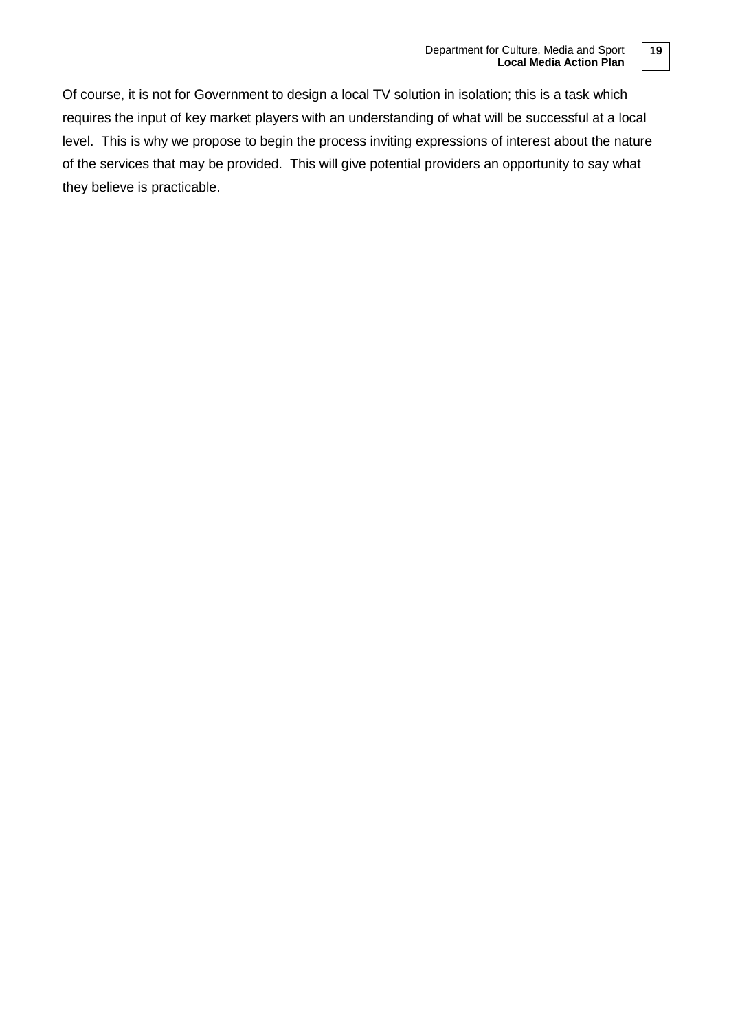Of course, it is not for Government to design a local TV solution in isolation; this is a task which requires the input of key market players with an understanding of what will be successful at a local level. This is why we propose to begin the process inviting expressions of interest about the nature of the services that may be provided. This will give potential providers an opportunity to say what they believe is practicable.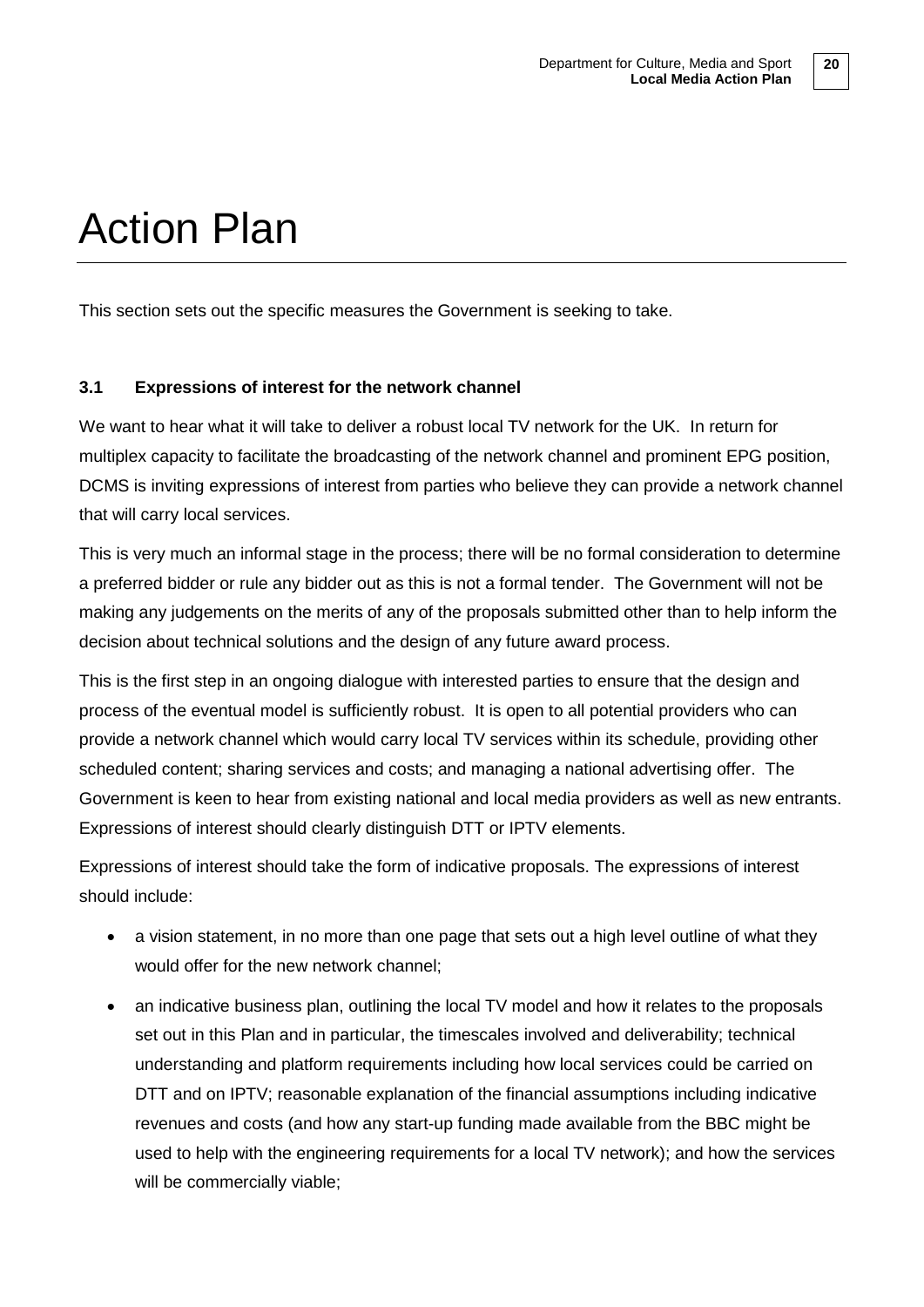# Action Plan

This section sets out the specific measures the Government is seeking to take.

### 3.1 Expressions of interest for the network channel

We want to hear what it will take to deliver a robust local TV network for the UK. In return for multiplex capacity to facilitate the broadcasting of the network channel and prominent EPG position, DCMS is inviting expressions of interest from parties who believe they can provide a network channel that will carry local services.

This is very much an informal stage in the process; there will be no formal consideration to determine a preferred bidder or rule any bidder out as this is not a formal tender. The Government will not be making any judgements on the merits of any of the proposals submitted other than to help inform the decision about technical solutions and the design of any future award process.

This is the first step in an ongoing dialogue with interested parties to ensure that the design and process of the eventual model is sufficiently robust. It is open to all potential providers who can provide a network channel which would carry local TV services within its schedule, providing other scheduled content; sharing services and costs; and managing a national advertising offer. The Government is keen to hear from existing national and local media providers as well as new entrants. Expressions of interest should clearly distinguish DTT or IPTV elements.

Expressions of interest should take the form of indicative proposals. The expressions of interest should include:

- a vision statement, in no more than one page that sets out a high level outline of what they would offer for the new network channel;
- an indicative business plan, outlining the local TV model and how it relates to the proposals set out in this Plan and in particular, the timescales involved and deliverability; technical understanding and platform requirements including how local services could be carried on DTT and on IPTV; reasonable explanation of the financial assumptions including indicative revenues and costs (and how any start-up funding made available from the BBC might be used to help with the engineering requirements for a local TV network); and how the services will be commercially viable;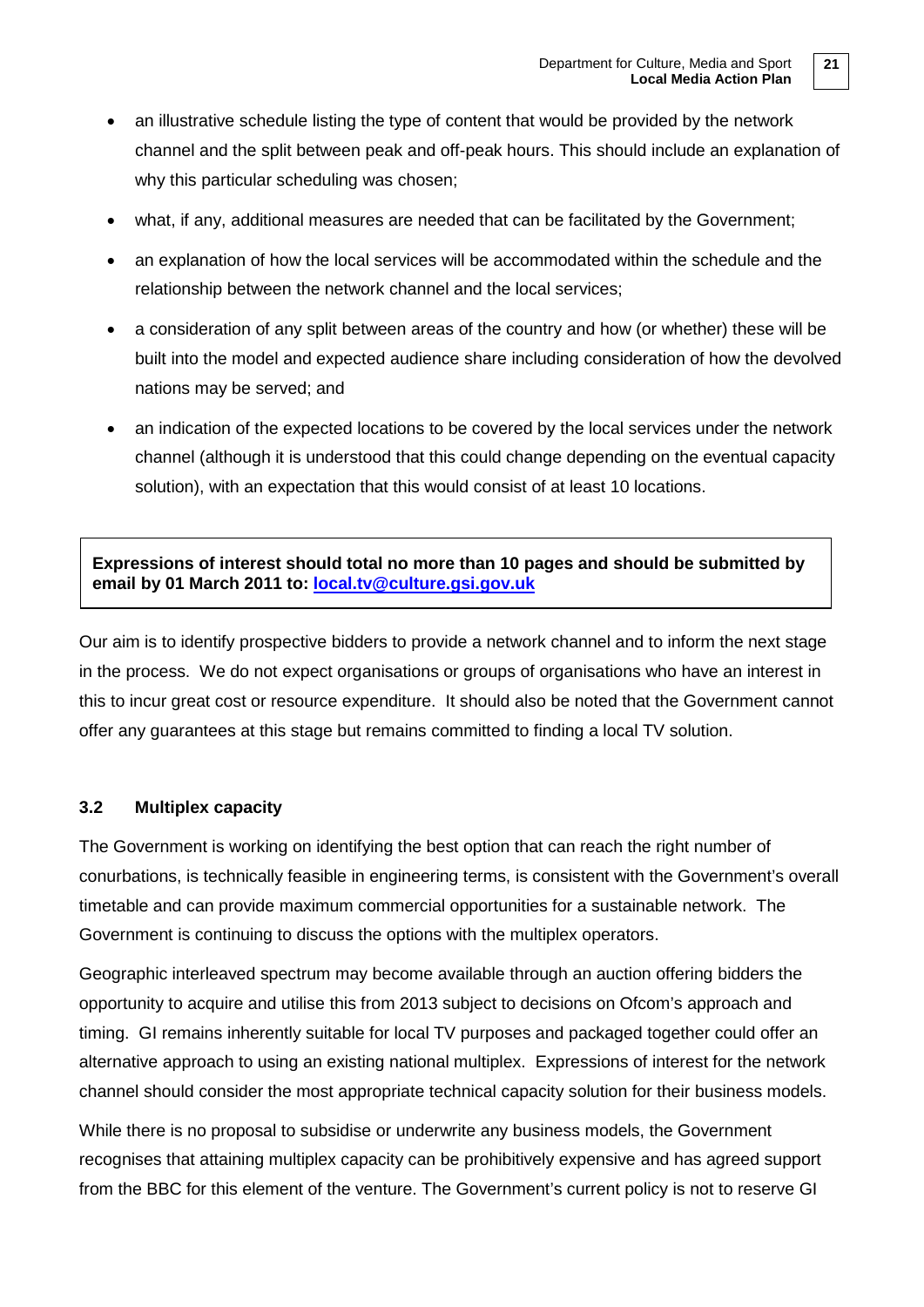- an illustrative schedule listing the type of content that would be provided by the network channel and the split between peak and off-peak hours. This should include an explanation of why this particular scheduling was chosen;
- what, if any, additional measures are needed that can be facilitated by the Government;
- an explanation of how the local services will be accommodated within the schedule and the relationship between the network channel and the local services;
- a consideration of any split between areas of the country and how (or whether) these will be built into the model and expected audience share including consideration of how the devolved nations may be served; and
- an indication of the expected locations to be covered by the local services under the network channel (although it is understood that this could change depending on the eventual capacity solution), with an expectation that this would consist of at least 10 locations.

**Expressions of interest should total no more than 10 pages and should be submitted by email by 01 March 2011 to: local.tv@culture.gsi.gov.uk**

Our aim is to identify prospective bidders to provide a network channel and to inform the next stage in the process. We do not expect organisations or groups of organisations who have an interest in this to incur great cost or resource expenditure. It should also be noted that the Government cannot offer any guarantees at this stage but remains committed to finding a local TV solution.

### 3.2 Multiplex capacity

The Government is working on identifying the best option that can reach the right number of conurbations, is technically feasible in engineering terms, is consistent with the Government's overall timetable and can provide maximum commercial opportunities for a sustainable network. The Government is continuing to discuss the options with the multiplex operators.

Geographic interleaved spectrum may become available through an auction offering bidders the opportunity to acquire and utilise this from 2013 subject to decisions on Ofcom's approach and timing. GI remains inherently suitable for local TV purposes and packaged together could offer an alternative approach to using an existing national multiplex. Expressions of interest for the network channel should consider the most appropriate technical capacity solution for their business models.

While there is no proposal to subsidise or underwrite any business models, the Government recognises that attaining multiplex capacity can be prohibitively expensive and has agreed support from the BBC for this element of the venture. The Government's current policy is not to reserve GI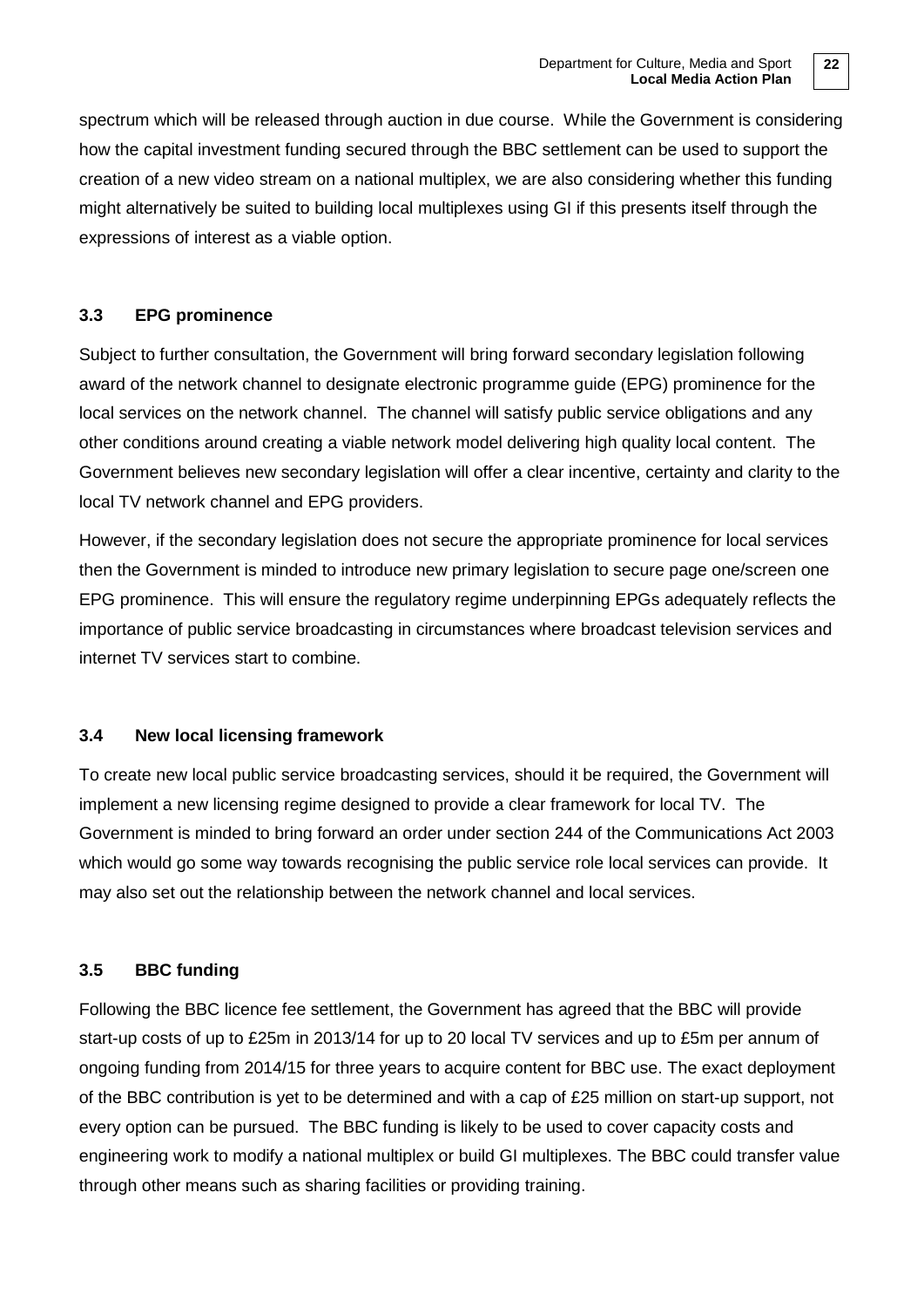spectrum which will be released through auction in due course. While the Government is considering how the capital investment funding secured through the BBC settlement can be used to support the creation of a new video stream on a national multiplex, we are also considering whether this funding might alternatively be suited to building local multiplexes using GI if this presents itself through the expressions of interest as a viable option.

### 3.3 EPG prominence

Subject to further consultation, the Government will bring forward secondary legislation following award of the network channel to designate electronic programme guide (EPG) prominence for the local services on the network channel. The channel will satisfy public service obligations and any other conditions around creating a viable network model delivering high quality local content. The Government believes new secondary legislation will offer a clear incentive, certainty and clarity to the local TV network channel and EPG providers.

However, if the secondary legislation does not secure the appropriate prominence for local services then the Government is minded to introduce new primary legislation to secure page one/screen one EPG prominence. This will ensure the regulatory regime underpinning EPGs adequately reflects the importance of public service broadcasting in circumstances where broadcast television services and internet TV services start to combine.

### 3.4 New local licensing framework

To create new local public service broadcasting services, should it be required, the Government will implement a new licensing regime designed to provide a clear framework for local TV. The Government is minded to bring forward an order under section 244 of the Communications Act 2003 which would go some way towards recognising the public service role local services can provide. It may also set out the relationship between the network channel and local services.

### 3.5 BBC funding

Following the BBC licence fee settlement, the Government has agreed that the BBC will provide start-up costs of up to £25m in 2013/14 for up to 20 local TV services and up to £5m per annum of ongoing funding from 2014/15 for three years to acquire content for BBC use. The exact deployment of the BBC contribution is yet to be determined and with a cap of £25 million on start-up support, not every option can be pursued. The BBC funding is likely to be used to cover capacity costs and engineering work to modify a national multiplex or build GI multiplexes. The BBC could transfer value through other means such as sharing facilities or providing training.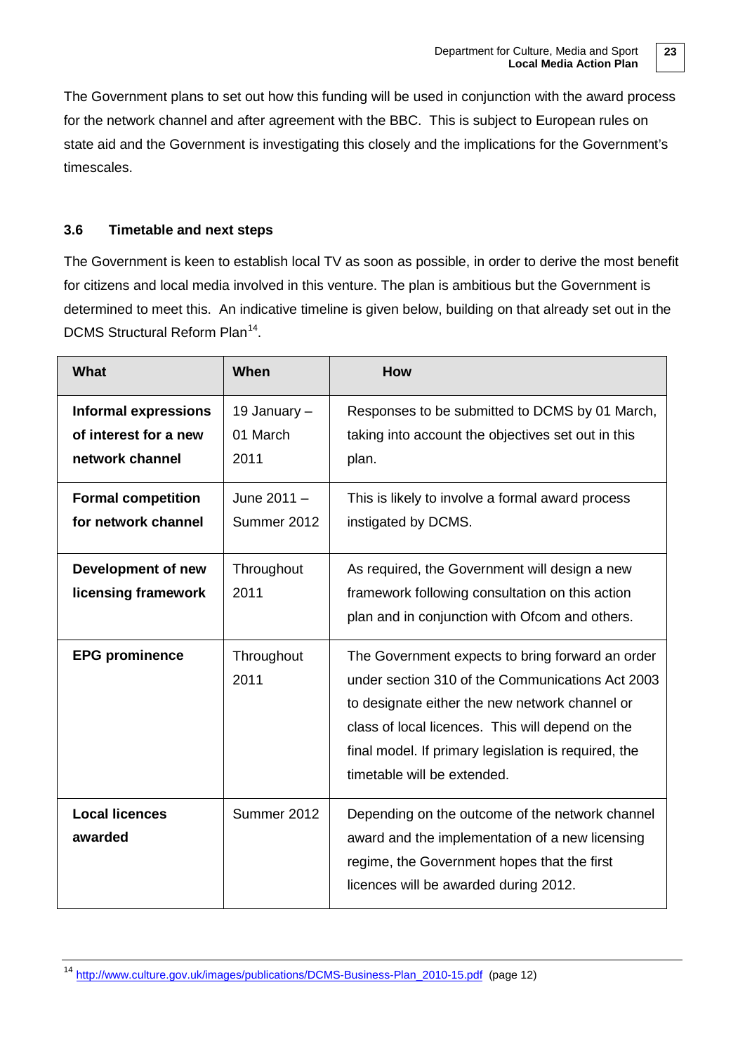The Government plans to set out how this funding will be used in conjunction with the award process for the network channel and after agreement with the BBC. This is subject to European rules on state aid and the Government is investigating this closely and the implications for the Government's timescales.

### 3.6 Timetable and next steps

The Government is keen to establish local TV as soon as possible, in order to derive the most benefit for citizens and local media involved in this venture. The plan is ambitious but the Government is determined to meet this. An indicative timeline is given below, building on that already set out in the DCMS Structural Reform Plan[14].

| What | When | How |
| --- | --- | --- |
| **Informal expressions of interest for a new network channel** | 19 January – 01 March 2011 | Responses to be submitted to DCMS by 01 March, taking into account the objectives set out in this plan. |
| **Formal competition for network channel** | June 2011 – Summer 2012 | This is likely to involve a formal award process instigated by DCMS. |
| **Development of new licensing framework** | Throughout 2011 | As required, the Government will design a new framework following consultation on this action plan and in conjunction with Ofcom and others. |
| **EPG prominence** | Throughout 2011 | The Government expects to bring forward an order under section 310 of the Communications Act 2003 to designate either the new network channel or class of local licences. This will depend on the final model. If primary legislation is required, the timetable will be extended. |
| **Local licences awarded** | Summer 2012 | Depending on the outcome of the network channel award and the implementation of a new licensing regime, the Government hopes that the first licences will be awarded during 2012. |

[14] http://www.culture.gov.uk/images/publications/DCMS-Business-Plan_2010-15.pdf (page 12)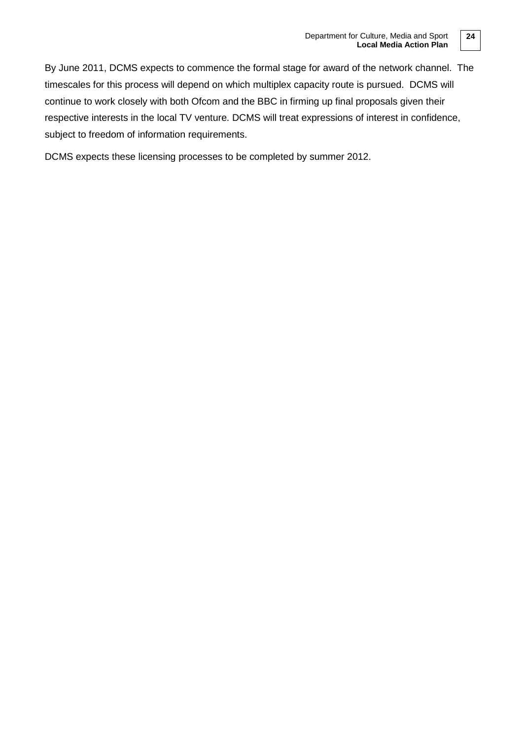By June 2011, DCMS expects to commence the formal stage for award of the network channel. The timescales for this process will depend on which multiplex capacity route is pursued. DCMS will continue to work closely with both Ofcom and the BBC in firming up final proposals given their respective interests in the local TV venture. DCMS will treat expressions of interest in confidence, subject to freedom of information requirements.

DCMS expects these licensing processes to be completed by summer 2012.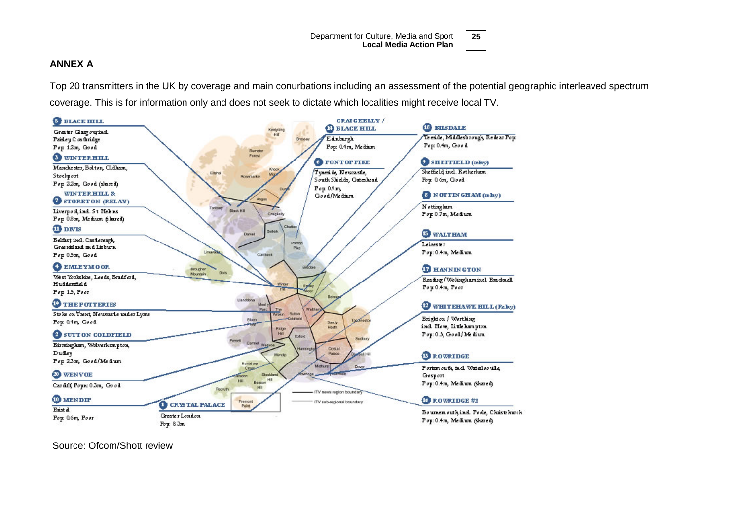## ANNEX A

Top 20 transmitters in the UK by coverage and main conurbations including an assessment of the potential geographic interleaved spectrum coverage. This is for information only and does not seek to dictate which localities might receive local TV.

**5 BLACK HILL**
Greater Glasgow incl. Paisley Coatbridge
Pop: 1.2m, Good

**3 WINTER HILL**
Manchester, Bolton, Oldham, Stockport
Pop: 2.2m, Good (shared)

**7 WINTER HILL & STORETON (RELAY)**
Liverpool, incl. St Helens
Pop: 0.8m, Medium (shared)

**11 DIVIS**
Belfast incl. Castlereagh, Greenisland and Lisburn
Pop: 0.5m, Good

**4 EMLEY MOOR**
West Yorkshire, Leeds, Bradford, Huddersfield
Pop: 1.5, Poor

**19 THE POTTERIES**
Stoke on Trent, Newcastle under Lyme
Pop: 0.4m, Good

**2 SUTTON COLDFIELD**
Birmingham, Wolverhampton, Dudley
Pop: 2.3m, Good/Medium

**20 WENVOE**
Cardiff, Pop: 0.3m, Good

**10 MENDIP**
Bristol
Pop: 0.6m, Poor

**1 CRYSTAL PALACE**
Greater London
Pop: 8.3m

**14 CRAIGKELLY / BLACK HILL**
Edinburgh
Pop: 0.4m, Medium

**6 PONTOP PIKE**
Tyneside, Newcastle, South Shields, Gateshead
Pop: 0.9m, Good/Medium

**18 BILSDALE**
Teeside, Middlesbrough, Redcar Pop: 0.4m, Good

**9 SHEFFIELD (relay)**
Sheffield, incl. Rotherham
Pop: 0.6m, Good

**8 NOTTINGHAM (relay)**
Nottingham
Pop: 0.7m, Medium

**15 WALTHAM**
Leicester
Pop: 0.4m, Medium

**17 HANNINGTON**
Reading / Wokingham incl. Bracknell
Pop: 0.4m, Poor

**12 WHITEHAWK HILL (Relay)**
Brighton / Worthing incl. Hove, Littlehampton
Pop: 0.5, Good/Medium

**13 ROWRIDGE**
Portsmouth, incl. Waterlooville, Gosport
Pop: 0.4m, Medium (shared)

**16 ROWRIDGE #2**
Bournemouth, incl. Poole, Christchurch
Pop: 0.4m, Medium (shared)

Source: Ofcom/Shott review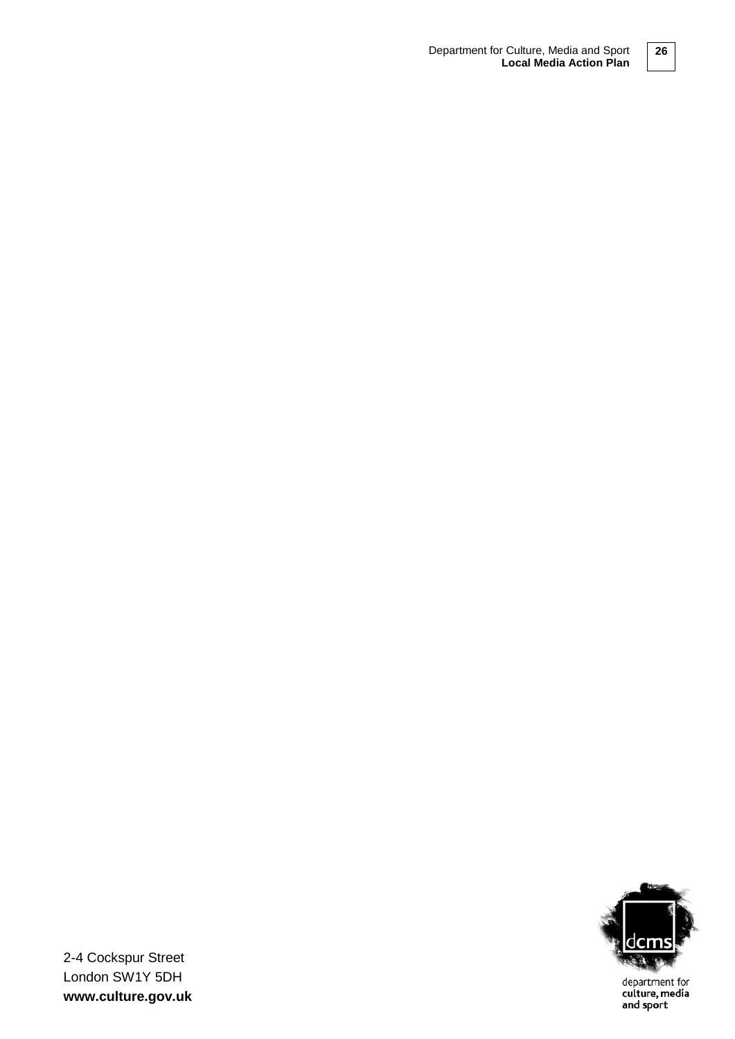2-4 Cockspur Street
London SW1Y 5DH
**www.culture.gov.uk**

department for
culture, media
and sport